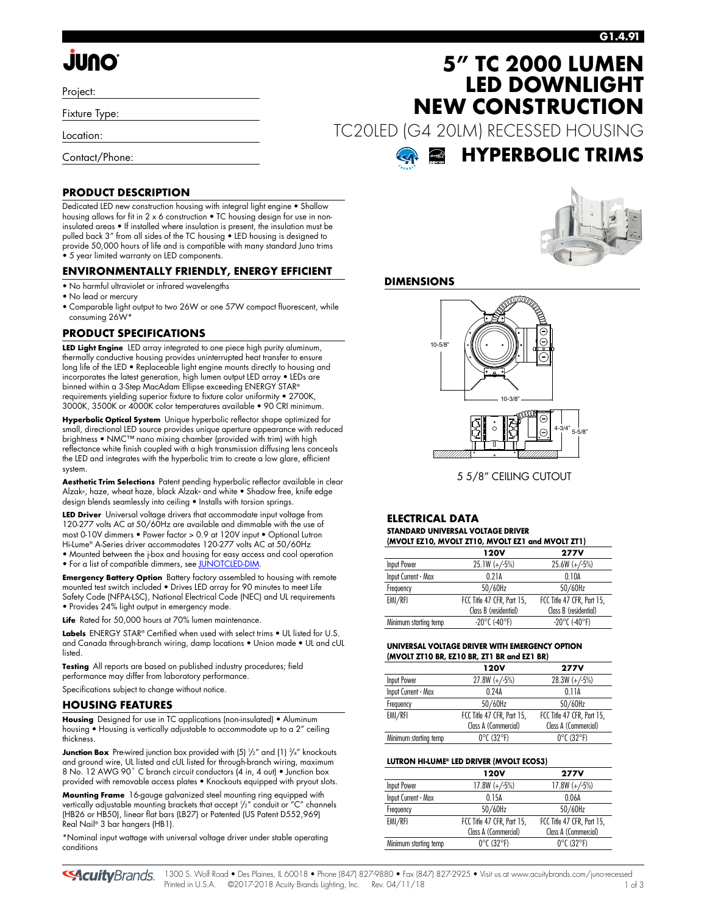G1.4.91

# 5" TC 2000 LUMEN LED DOWNLIGHT NEW CONSTRUCTION

TC20LED (G4 20LM) RECESSED HOUSING

## HYPERBOLIC TRIMS

Project:

Fixture Type:

Location:

Contact/Phone:

## PRODUCT DESCRIPTION

Dedicated LED new construction housing with integral light engine • Shallow housing allows for fit in 2 x 6 construction • TC housing design for use in non-insulated areas • If installed where insulation is present, the insulation must be pulled back 3" from all sides of the TC housing • LED housing is designed to provide 50,000 hours of life and is compatible with many standard Juno trims • 5 year limited warranty on LED components.

## ENVIRONMENTALLY FRIENDLY, ENERGY EFFICIENT

- No harmful ultraviolet or infrared wavelengths
- No lead or mercury
- Comparable light output to two 26W or one 57W compact fluorescent, while consuming 26W*

## PRODUCT SPECIFICATIONS

**LED Light Engine** LED array integrated to one piece high purity aluminum, thermally conductive housing provides uninterrupted heat transfer to ensure long life of the LED • Replaceable light engine mounts directly to housing and incorporates the latest generation, high lumen output LED array • LEDs are binned within a 3-Step MacAdam Ellipse exceeding ENERGY STAR® requirements yielding superior fixture to fixture color uniformity • 2700K, 3000K, 3500K or 4000K color temperatures available • 90 CRI minimum.

**Hyperbolic Optical System** Unique hyperbolic reflector shape optimized for small, directional LED source provides unique aperture appearance with reduced brightness • NMC™ nano mixing chamber (provided with trim) with high reflectance white finish coupled with a high transmission diffusing lens conceals the LED and integrates with the hyperbolic trim to create a low glare, efficient system.

**Aesthetic Trim Selections** Patent pending hyperbolic reflector available in clear Alzak®, haze, wheat haze, black Alzak® and white • Shadow free, knife edge design blends seamlessly into ceiling • Installs with torsion springs.

**LED Driver** Universal voltage drivers that accommodate input voltage from 120-277 volts AC at 50/60Hz are available and dimmable with the use of most 0-10V dimmers • Power factor > 0.9 at 120V input • Optional Lutron Hi-Lume® A-Series driver accommodates 120-277 volts AC at 50/60Hz
- Mounted between the j-box and housing for easy access and cool operation
- For a list of compatible dimmers, see JUNOTCLED-DIM.

**Emergency Battery Option** Battery factory assembled to housing with remote mounted test switch included • Drives LED array for 90 minutes to meet Life Safety Code (NFPA-LSC), National Electrical Code (NEC) and UL requirements
- Provides 24% light output in emergency mode.

**Life** Rated for 50,000 hours at 70% lumen maintenance.

**Labels** ENERGY STAR® Certified when used with select trims • UL listed for U.S. and Canada through-branch wiring, damp locations • Union made • UL and cUL listed.

**Testing** All reports are based on published industry procedures; field performance may differ from laboratory performance.

Specifications subject to change without notice.

## HOUSING FEATURES

**Housing** Designed for use in TC applications (non-insulated) • Aluminum housing • Housing is vertically adjustable to accommodate up to a 2" ceiling thickness.

**Junction Box** Pre-wired junction box provided with (5) 1/2" and (1) 3/4" knockouts and ground wire, UL listed and cUL listed for through-branch wiring, maximum 8 No. 12 AWG 90° C branch circuit conductors (4 in, 4 out) • Junction box provided with removable access plates • Knockouts equipped with pryout slots.

**Mounting Frame** 16-gauge galvanized steel mounting ring equipped with vertically adjustable mounting brackets that accept 1/2" conduit or "C" channels (HB26 or HB50), linear flat bars (LB27) or Patented (US Patent D552,969) Real Nail® 3 bar hangers (HB1).

*Nominal input wattage with universal voltage driver under stable operating conditions

## DIMENSIONS

10-5/8"

10-3/8"

4-3/4"

5-5/8"

5 5/8" CEILING CUTOUT

## ELECTRICAL DATA

**STANDARD UNIVERSAL VOLTAGE DRIVER (MVOLT EZ10, MVOLT ZT10, MVOLT EZ1 and MVOLT ZT1)**

| | 120V | 277V |
|---|---|---|
| Input Power | 25.1W (+/-5%) | 25.6W (+/-5%) |
| Input Current - Max | 0.21A | 0.10A |
| Frequency | 50/60Hz | 50/60Hz |
| EMI/RFI | FCC Title 47 CFR, Part 15, Class B (residential) | FCC Title 47 CFR, Part 15, Class B (residential) |
| Minimum starting temp | -20°C (-40°F) | -20°C (-40°F) |

**UNIVERSAL VOLTAGE DRIVER WITH EMERGENCY OPTION (MVOLT ZT10 BR, EZ10 BR, ZT1 BR and EZ1 BR)**

| | 120V | 277V |
|---|---|---|
| Input Power | 27.8W (+/-5%) | 28.3W (+/-5%) |
| Input Current - Max | 0.24A | 0.11A |
| Frequency | 50/60Hz | 50/60Hz |
| EMI/RFI | FCC Title 47 CFR, Part 15, Class A (Commercial) | FCC Title 47 CFR, Part 15, Class A (Commercial) |
| Minimum starting temp | 0°C (32°F) | 0°C (32°F) |

**LUTRON HI-LUME® LED DRIVER (MVOLT ECOS3)**

| | 120V | 277V |
|---|---|---|
| Input Power | 17.8W (+/-5%) | 17.8W (+/-5%) |
| Input Current - Max | 0.15A | 0.06A |
| Frequency | 50/60Hz | 50/60Hz |
| EMI/RFI | FCC Title 47 CFR, Part 15, Class A (Commercial) | FCC Title 47 CFR, Part 15, Class A (Commercial) |
| Minimum starting temp | 0°C (32°F) | 0°C (32°F) |

1300 S. Wolf Road • Des Plaines, IL 60018 • Phone (847) 827-9880 • Fax (847) 827-2925 • Visit us at www.acuitybrands.com/juno-recessed
Printed in U.S.A. ©2017-2018 Acuity Brands Lighting, Inc. Rev. 04/11/18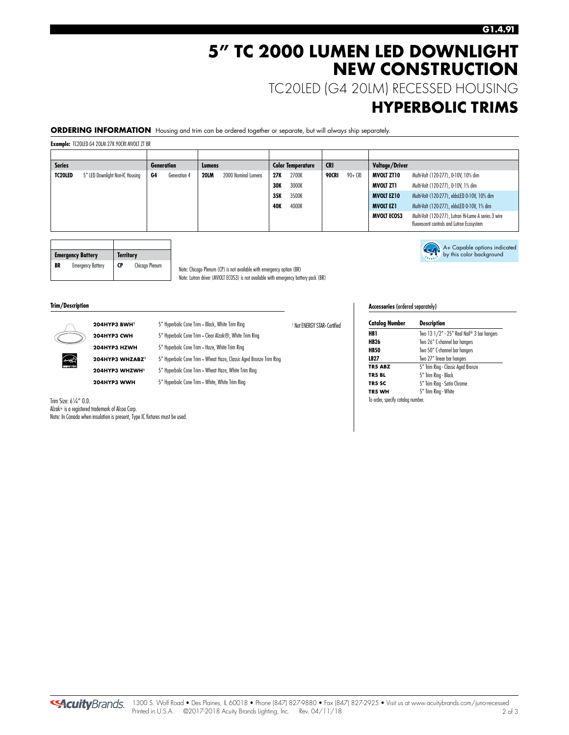# 5" TC 2000 LUMEN LED DOWNLIGHT NEW CONSTRUCTION

## TC20LED (G4 20LM) RECESSED HOUSING

## HYPERBOLIC TRIMS

**ORDERING INFORMATION** Housing and trim can be ordered together or separate, but will always ship separately.

**Example:** TC20LED G4 20LM 27K 90CRI MVOLT ZT BR

| Series | | Generation | | Lumens | | Color Temperature | | CRI | | Voltage/Driver | |
|---|---|---|---|---|---|---|---|---|---|---|---|
| **TC20LED** | 5" LED Downlight Non-IC Housing | **G4** | Generation 4 | **20LM** | 2000 Nominal Lumens | **27K** | 2700K | **90CRI** | 90+ CRI | **MVOLT ZT10** | Multi-Volt (120-277), 0-10V, 10% dim |
| | | | | | | **30K** | 3000K | | | **MVOLT ZT1** | Multi-Volt (120-277), 0-10V, 1% dim |
| | | | | | | **35K** | 3500K | | | **MVOLT EZ10** | Multi-Volt (120-277), eldoLED 0-10V, 10% dim |
| | | | | | | **40K** | 4000K | | | **MVOLT EZ1** | Multi-Volt (120-277), eldoLED 0-10V, 1% dim |
| | | | | | | | | | | **MVOLT ECOS3** | Multi-Volt (120-277), Lutron Hi-Lume A series 3 wire fluorescent controls and Lutron Ecosystem |

| Emergency Battery | | Territory | |
|---|---|---|---|
| **BR** | Emergency Battery | **CP** | Chicago Plenum |

Note: Chicago Plenum (CP) is not available with emergency option (BR)
Note: Lutron driver (MVOLT ECOS3) is not available with emergency battery pack (BR)

A+ Capable options indicated by this color background

### Trim/Description

| | |
|---|---|
| **204HYP3 BWH**[1] | 5" Hyperbolic Cone Trim - Black, White Trim Ring |
| **204HYP3 CWH** | 5" Hyperbolic Cone Trim - Clear Alzak®, White Trim Ring |
| **204HYP3 HZWH** | 5" Hyperbolic Cone Trim - Haze, White Trim Ring |
| **204HYP3 WHZABZ**[1] | 5" Hyperbolic Cone Trim - Wheat Haze, Classic Aged Bronze Trim Ring |
| **204HYP3 WHZWH**[1] | 5" Hyperbolic Cone Trim - Wheat Haze, White Trim Ring |
| **204HYP3 WWH** | 5" Hyperbolic Cone Trim - White, White Trim Ring |

[1] Not ENERGY STAR® Certified

Trim Size: 6¼" O.D.
Alzak® is a registered trademark of Alcoa Corp.
Note: In Canada when insulation is present, Type IC fixtures must be used.

### Accessories (ordered separately)

| Catalog Number | Description |
|---|---|
| **HB1** | Two 13 1/2" - 25" Real Nail® 3 bar hangers |
| **HB26** | Two 26" C-channel bar hangers |
| **HB50** | Two 50" C-channel bar hangers |
| **LB27** | Two 27" linear bar hangers |
| **TR5 ABZ** | 5" Trim Ring - Classic Aged Bronze |
| **TR5 BL** | 5" Trim Ring - Black |
| **TR5 SC** | 5" Trim Ring - Satin Chrome |
| **TR5 WH** | 5" Trim Ring - White |

To order, specify catalog number.

1300 S. Wolf Road • Des Plaines, IL 60018 • Phone (847) 827-9880 • Fax (847) 827-2925 • Visit us at www.acuitybrands.com/juno-recessed
Printed in U.S.A. ©2017-2018 Acuity Brands Lighting, Inc. Rev. 04/11/18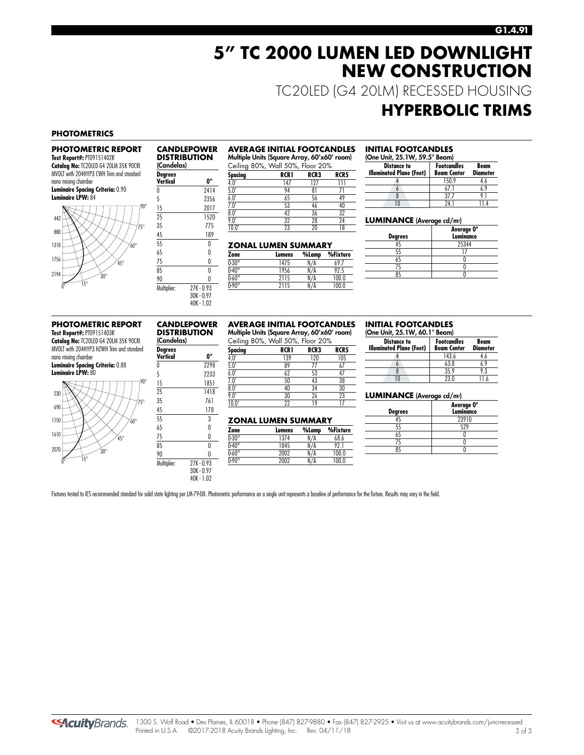# 5" TC 2000 LUMEN LED DOWNLIGHT NEW CONSTRUCTION

TC20LED (G4 20LM) RECESSED HOUSING

## HYPERBOLIC TRIMS

### PHOTOMETRICS

#### PHOTOMETRIC REPORT

**Test Report#:** PT09151402R
**Catalog No:** TC20LED G4 20LM 35K 90CRI MVOLT with 204HYP3 CWH Trim and standard nano mixing chamber
**Luminaire Spacing Criteria:** 0.90
**Luminaire LPW:** 84

442
880
1318
1756
2194
0°
15°
30°
45°
60°
75°
90°

#### CANDLEPOWER DISTRIBUTION (Candelas)

| Degrees Vertical | 0° |
|---|---|
| 0 | 2414 |
| 5 | 2356 |
| 15 | 2017 |
| 25 | 1520 |
| 35 | 775 |
| 45 | 189 |
| 55 | 0 |
| 65 | 0 |
| 75 | 0 |
| 85 | 0 |
| 90 | 0 |
| Multiplier: | 27K - 0.93<br>30K - 0.97<br>40K - 1.02 |

#### AVERAGE INITIAL FOOTCANDLES

Multiple Units (Square Array, 60'x60' room)
Ceiling 80%, Wall 50%, Floor 20%

| Spacing | RCR1 | RCR3 | RCR5 |
|---|---|---|---|
| 4.0' | 147 | 127 | 111 |
| 5.0' | 94 | 81 | 71 |
| 6.0' | 65 | 56 | 49 |
| 7.0' | 53 | 46 | 40 |
| 8.0' | 42 | 36 | 32 |
| 9.0' | 32 | 28 | 24 |
| 10.0' | 23 | 20 | 18 |

#### ZONAL LUMEN SUMMARY

| Zone | Lumens | %Lamp | %Fixture |
|---|---|---|---|
| 0-30° | 1475 | N/A | 69.7 |
| 0-40° | 1956 | N/A | 92.5 |
| 0-60° | 2115 | N/A | 100.0 |
| 0-90° | 2115 | N/A | 100.0 |

#### INITIAL FOOTCANDLES

(One Unit, 25.1W, 59.5° Beam)

| Distance to Illuminated Plane (Feet) | Footcandles Beam Center | Beam Diameter |
|---|---|---|
| 4 | 150.9 | 4.6 |
| 6 | 67.1 | 6.9 |
| 8 | 37.7 | 9.1 |
| 10 | 24.1 | 11.4 |

#### LUMINANCE (Average cd/m²)

| Degrees | Average 0° Luminance |
|---|---|
| 45 | 25344 |
| 55 | 17 |
| 65 | 0 |
| 75 | 0 |
| 85 | 0 |

#### PHOTOMETRIC REPORT

**Test Report#:** PT09151403R
**Catalog No:** TC20LED G4 20LM 35K 90CRI MVOLT with 204HYP3 HZWH Trim and standard nano mixing chamber
**Luminaire Spacing Criteria:** 0.88
**Luminaire LPW:** 80

230
690
1150
1610
2070
0°
15°
30°
45°
60°
75°
90°

#### CANDLEPOWER DISTRIBUTION (Candelas)

| Degrees Vertical | 0° |
|---|---|
| 0 | 2298 |
| 5 | 2233 |
| 15 | 1851 |
| 25 | 1418 |
| 35 | 761 |
| 45 | 178 |
| 55 | 3 |
| 65 | 0 |
| 75 | 0 |
| 85 | 0 |
| 90 | 0 |
| Multiplier: | 27K - 0.93<br>30K - 0.97<br>40K - 1.02 |

#### AVERAGE INITIAL FOOTCANDLES

Multiple Units (Square Array, 60'x60' room)
Ceiling 80%, Wall 50%, Floor 20%

| Spacing | RCR1 | RCR3 | RCR5 |
|---|---|---|---|
| 4.0' | 139 | 120 | 105 |
| 5.0' | 89 | 77 | 67 |
| 6.0' | 62 | 53 | 47 |
| 7.0' | 50 | 43 | 38 |
| 8.0' | 40 | 34 | 30 |
| 9.0' | 30 | 26 | 23 |
| 10.0' | 22 | 19 | 17 |

#### ZONAL LUMEN SUMMARY

| Zone | Lumens | %Lamp | %Fixture |
|---|---|---|---|
| 0-30° | 1374 | N/A | 68.6 |
| 0-40° | 1845 | N/A | 92.1 |
| 0-60° | 2002 | N/A | 100.0 |
| 0-90° | 2002 | N/A | 100.0 |

#### INITIAL FOOTCANDLES

(One Unit, 25.1W, 60.1° Beam)

| Distance to Illuminated Plane (Feet) | Footcandles Beam Center | Beam Diameter |
|---|---|---|
| 4 | 143.6 | 4.6 |
| 6 | 63.8 | 6.9 |
| 8 | 35.9 | 9.3 |
| 10 | 23.0 | 11.6 |

#### LUMINANCE (Average cd/m²)

| Degrees | Average 0° Luminance |
|---|---|
| 45 | 23910 |
| 55 | 529 |
| 65 | 0 |
| 75 | 0 |
| 85 | 0 |

Fixtures tested to IES recommended standard for solid state lighting per LM-79-08. Photometric performance on a single unit represents a baseline of performance for the fixture. Results may vary in the field.

AcuityBrands. 1300 S. Wolf Road • Des Plaines, IL 60018 • Phone (847) 827-9880 • Fax (847) 827-2925 • Visit us at www.acuitybrands.com/juno-recessed
Printed in U.S.A. ©2017-2018 Acuity Brands Lighting, Inc. Rev. 04/11/18